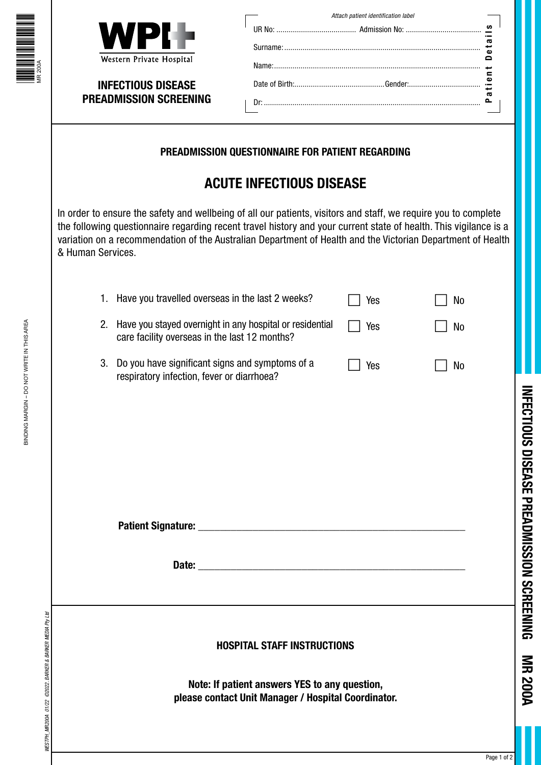**WPH**

Western Private Hospital

## INFECTIOUS DISEASE PREADMISSION SCREENING

*Attach patient identification label*

**Patient Details**

UR No: ....................................... Admission No: .....................................

Surname: ...............................................................................................

Name: ...................................................................................................

Date of Birth: ........................................... Gender: ..................................

Dr: ........................................................................................................

### PREADMISSION QUESTIONNAIRE FOR PATIENT REGARDING

# ACUTE INFECTIOUS DISEASE

In order to ensure the safety and wellbeing of all our patients, visitors and staff, we require you to complete the following questionnaire regarding recent travel history and your current state of health. This vigilance is a variation on a recommendation of the Australian Department of Health and the Victorian Department of Health & Human Services.

| | | |
|---|---|---|
| 1. Have you travelled overseas in the last 2 weeks? | ☐ Yes | ☐ No |
| 2. Have you stayed overnight in any hospital or residential care facility overseas in the last 12 months? | ☐ Yes | ☐ No |
| 3. Do you have significant signs and symptoms of a respiratory infection, fever or diarrhoea? | ☐ Yes | ☐ No |

**Patient Signature:** ____________________________________________

**Date:** ____________________________________________

### HOSPITAL STAFF INSTRUCTIONS

**Note: If patient answers YES to any question, please contact Unit Manager / Hospital Coordinator.**

BINDING MARGIN – DO NOT WRITE IN THIS AREA

*WESTPH_MR200A 01/22 ©2022. BARKER & BARKER MEDIA Pty Ltd*

INFECTIOUS DISEASE PREADMISSION SCREENING MR 200A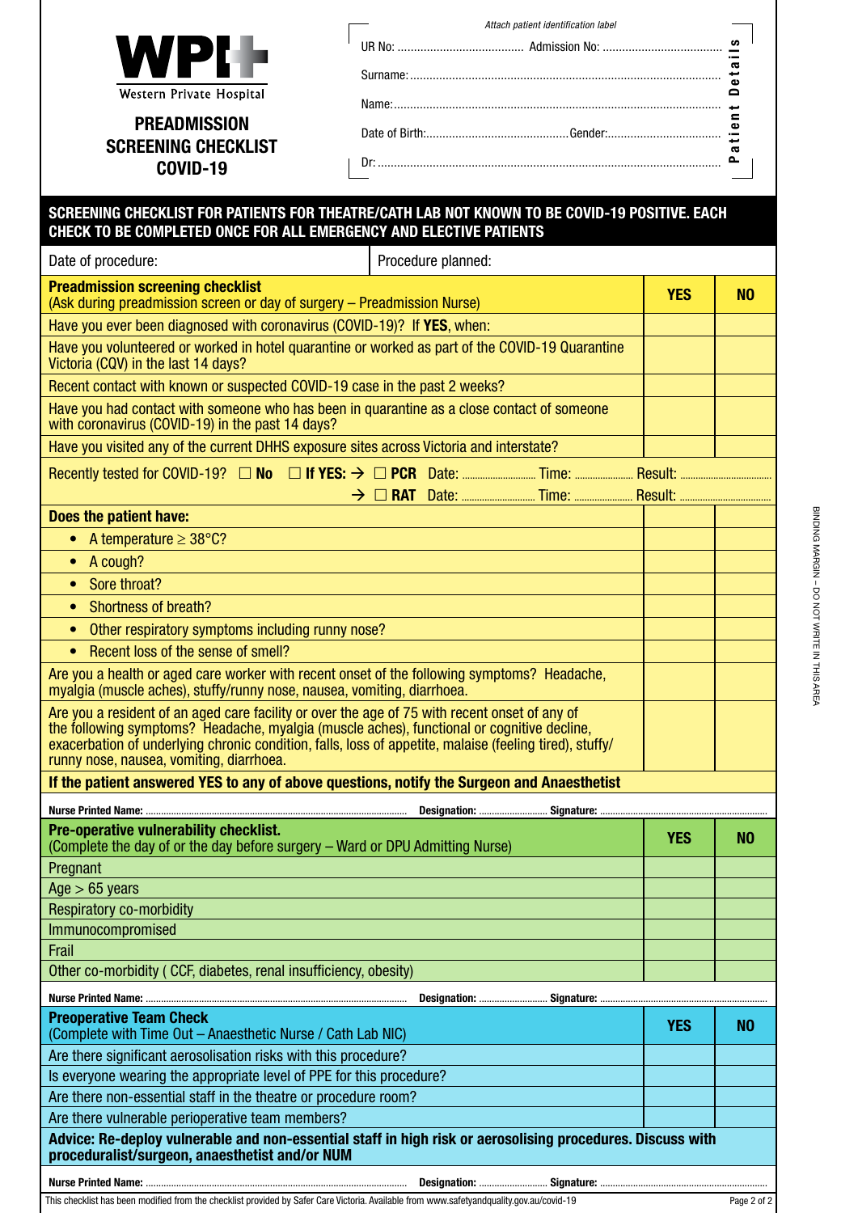**WPH Western Private Hospital**

# PREADMISSION SCREENING CHECKLIST COVID-19

*Attach patient identification label*

UR No: ...................................... Admission No: ......................................

Surname: ......................................

Name: ......................................

Date of Birth: ...................................... Gender: ......................................

Dr: ......................................

Patient Details

**SCREENING CHECKLIST FOR PATIENTS FOR THEATRE/CATH LAB NOT KNOWN TO BE COVID-19 POSITIVE. EACH CHECK TO BE COMPLETED ONCE FOR ALL EMERGENCY AND ELECTIVE PATIENTS**

| Date of procedure: | Procedure planned: |
|---|---|

| **Preadmission screening checklist** (Ask during preadmission screen or day of surgery – Preadmission Nurse) | **YES** | **NO** |
|---|---|---|
| Have you ever been diagnosed with coronavirus (COVID-19)? If **YES**, when: | | |
| Have you volunteered or worked in hotel quarantine or worked as part of the COVID-19 Quarantine Victoria (CQV) in the last 14 days? | | |
| Recent contact with known or suspected COVID-19 case in the past 2 weeks? | | |
| Have you had contact with someone who has been in quarantine as a close contact of someone with coronavirus (COVID-19) in the past 14 days? | | |
| Have you visited any of the current DHHS exposure sites across Victoria and interstate? | | |
| Recently tested for COVID-19? ☐ **No** ☐ **If YES:** → ☐ **PCR** Date: .......... Time: .......... Result: .......... → ☐ **RAT** Date: .......... Time: .......... Result: .......... | | |
| **Does the patient have:** | | |
| • A temperature ≥ 38°C? | | |
| • A cough? | | |
| • Sore throat? | | |
| • Shortness of breath? | | |
| • Other respiratory symptoms including runny nose? | | |
| • Recent loss of the sense of smell? | | |
| Are you a health or aged care worker with recent onset of the following symptoms? Headache, myalgia (muscle aches), stuffy/runny nose, nausea, vomiting, diarrhoea. | | |
| Are you a resident of an aged care facility or over the age of 75 with recent onset of any of the following symptoms? Headache, myalgia (muscle aches), functional or cognitive decline, exacerbation of underlying chronic condition, falls, loss of appetite, malaise (feeling tired), stuffy/runny nose, nausea, vomiting, diarrhoea. | | |
| **If the patient answered YES to any of above questions, notify the Surgeon and Anaesthetist** | | |

**Nurse Printed Name:** .......................... **Designation:** .......................... **Signature:** ..........................

| **Pre-operative vulnerability checklist.** (Complete the day of or the day before surgery – Ward or DPU Admitting Nurse) | **YES** | **NO** |
|---|---|---|
| Pregnant | | |
| Age > 65 years | | |
| Respiratory co-morbidity | | |
| Immunocompromised | | |
| Frail | | |
| Other co-morbidity ( CCF, diabetes, renal insufficiency, obesity) | | |

**Nurse Printed Name:** .......................... **Designation:** .......................... **Signature:** ..........................

| **Preoperative Team Check** (Complete with Time Out – Anaesthetic Nurse / Cath Lab NIC) | **YES** | **NO** |
|---|---|---|
| Are there significant aerosolisation risks with this procedure? | | |
| Is everyone wearing the appropriate level of PPE for this procedure? | | |
| Are there non-essential staff in the theatre or procedure room? | | |
| Are there vulnerable perioperative team members? | | |
| **Advice: Re-deploy vulnerable and non-essential staff in high risk or aerosolising procedures. Discuss with proceduralist/surgeon, anaesthetist and/or NUM** | | |

**Nurse Printed Name:** .......................... **Designation:** .......................... **Signature:** ..........................

This checklist has been modified from the checklist provided by Safer Care Victoria. Available from www.safetyandquality.gov.au/covid-19

BINDING MARGIN – DO NOT WRITE IN THIS AREA